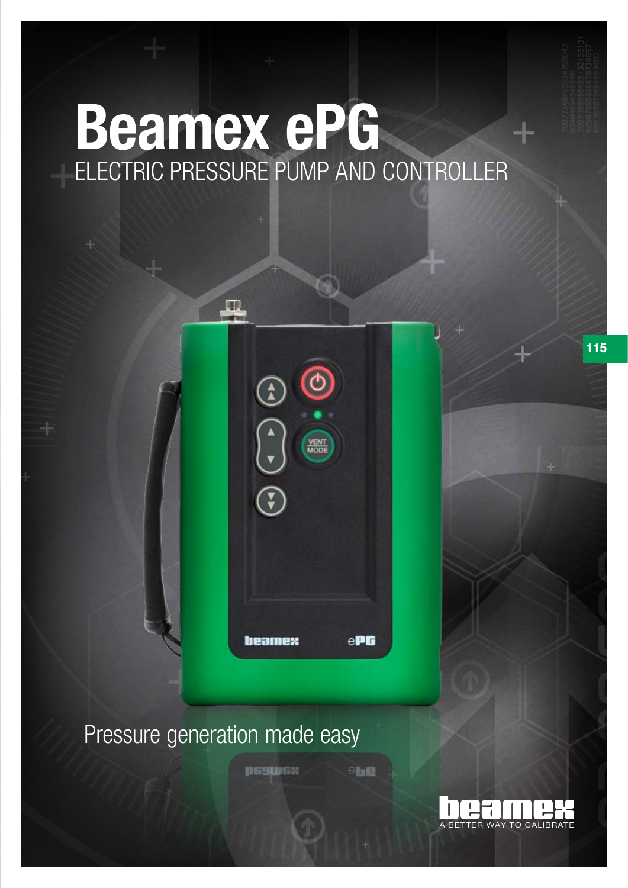# Beamex ePG

ELECTRIC PRESSURE PUMP AND CONTROLLER

Pressure generation made easy

A BETTER WAY TO CALIBRATE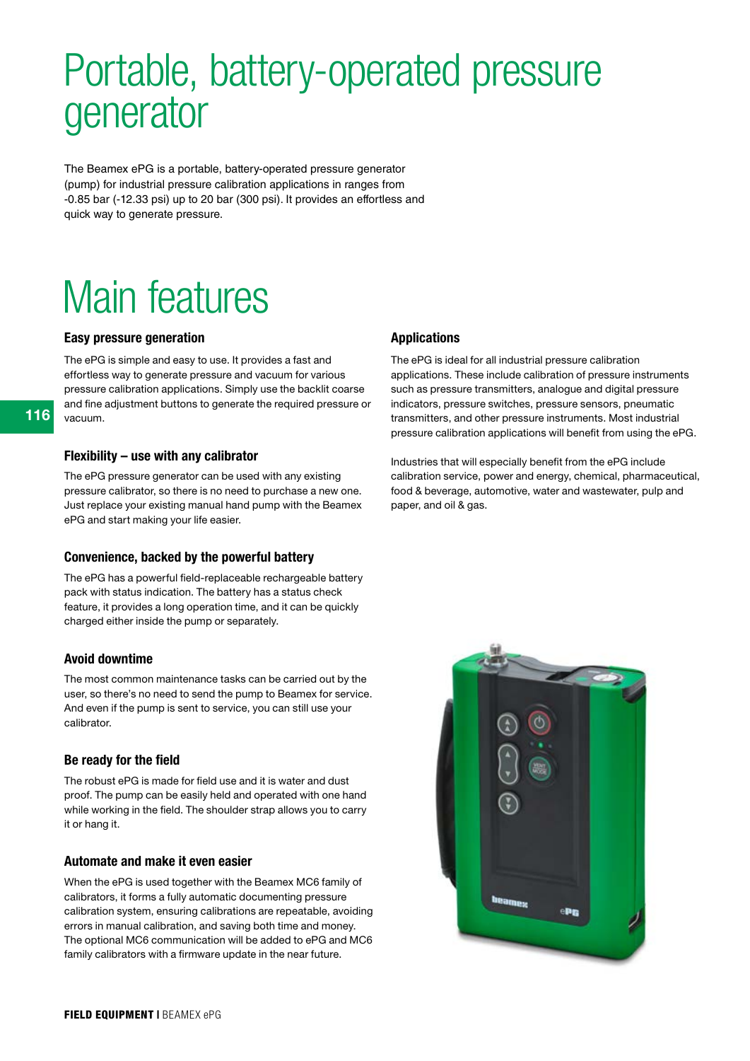# Portable, battery-operated pressure generator

The Beamex ePG is a portable, battery-operated pressure generator (pump) for industrial pressure calibration applications in ranges from -0.85 bar (-12.33 psi) up to 20 bar (300 psi). It provides an effortless and quick way to generate pressure.

# Main features

### Easy pressure generation

The ePG is simple and easy to use. It provides a fast and effortless way to generate pressure and vacuum for various pressure calibration applications. Simply use the backlit coarse and fine adjustment buttons to generate the required pressure or vacuum.

### Flexibility – use with any calibrator

The ePG pressure generator can be used with any existing pressure calibrator, so there is no need to purchase a new one. Just replace your existing manual hand pump with the Beamex ePG and start making your life easier.

### Convenience, backed by the powerful battery

The ePG has a powerful field-replaceable rechargeable battery pack with status indication. The battery has a status check feature, it provides a long operation time, and it can be quickly charged either inside the pump or separately.

### Avoid downtime

The most common maintenance tasks can be carried out by the user, so there's no need to send the pump to Beamex for service. And even if the pump is sent to service, you can still use your calibrator.

### Be ready for the field

The robust ePG is made for field use and it is water and dust proof. The pump can be easily held and operated with one hand while working in the field. The shoulder strap allows you to carry it or hang it.

### Automate and make it even easier

When the ePG is used together with the Beamex MC6 family of calibrators, it forms a fully automatic documenting pressure calibration system, ensuring calibrations are repeatable, avoiding errors in manual calibration, and saving both time and money. The optional MC6 communication will be added to ePG and MC6 family calibrators with a firmware update in the near future.

### Applications

The ePG is ideal for all industrial pressure calibration applications. These include calibration of pressure instruments such as pressure transmitters, analogue and digital pressure indicators, pressure switches, pressure sensors, pneumatic transmitters, and other pressure instruments. Most industrial pressure calibration applications will benefit from using the ePG.

Industries that will especially benefit from the ePG include calibration service, power and energy, chemical, pharmaceutical, food & beverage, automotive, water and wastewater, pulp and paper, and oil & gas.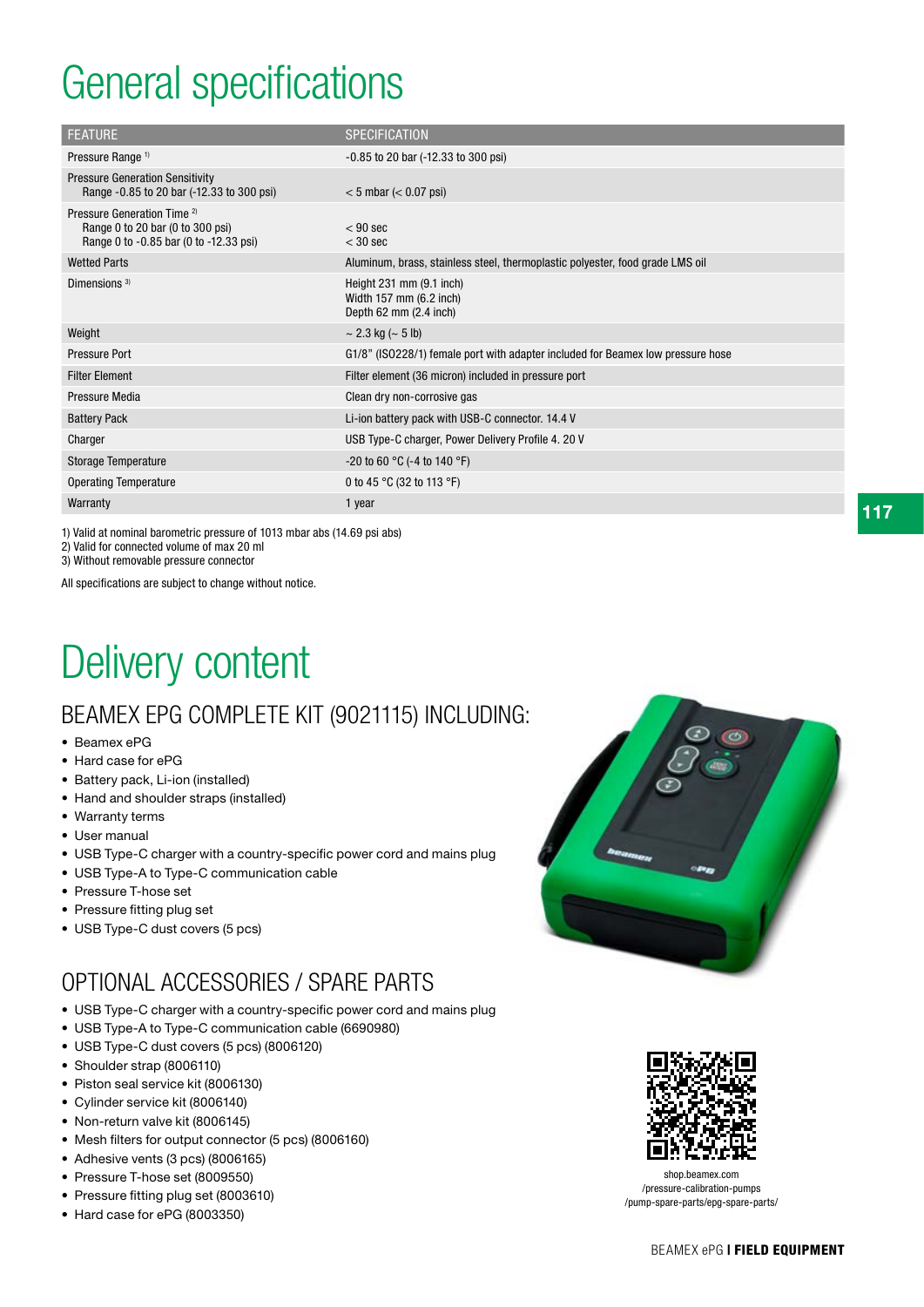# General specifications

| FEATURE | SPECIFICATION |
| --- | --- |
| Pressure Range [1] | -0.85 to 20 bar (-12.33 to 300 psi) |
| Pressure Generation Sensitivity<br>Range -0.85 to 20 bar (-12.33 to 300 psi) | < 5 mbar (< 0.07 psi) |
| Pressure Generation Time [2]<br>Range 0 to 20 bar (0 to 300 psi)<br>Range 0 to -0.85 bar (0 to -12.33 psi) | <br>< 90 sec<br>< 30 sec |
| Wetted Parts | Aluminum, brass, stainless steel, thermoplastic polyester, food grade LMS oil |
| Dimensions [3] | Height 231 mm (9.1 inch)<br>Width 157 mm (6.2 inch)<br>Depth 62 mm (2.4 inch) |
| Weight | ~ 2.3 kg (~ 5 lb) |
| Pressure Port | G1/8" (ISO228/1) female port with adapter included for Beamex low pressure hose |
| Filter Element | Filter element (36 micron) included in pressure port |
| Pressure Media | Clean dry non-corrosive gas |
| Battery Pack | Li-ion battery pack with USB-C connector. 14.4 V |
| Charger | USB Type-C charger, Power Delivery Profile 4. 20 V |
| Storage Temperature | -20 to 60 °C (-4 to 140 °F) |
| Operating Temperature | 0 to 45 °C (32 to 113 °F) |
| Warranty | 1 year |

1) Valid at nominal barometric pressure of 1013 mbar abs (14.69 psi abs)
2) Valid for connected volume of max 20 ml
3) Without removable pressure connector

All specifications are subject to change without notice.

# Delivery content

## BEAMEX EPG COMPLETE KIT (9021115) INCLUDING:

- Beamex ePG
- Hard case for ePG
- Battery pack, Li-ion (installed)
- Hand and shoulder straps (installed)
- Warranty terms
- User manual
- USB Type-C charger with a country-specific power cord and mains plug
- USB Type-A to Type-C communication cable
- Pressure T-hose set
- Pressure fitting plug set
- USB Type-C dust covers (5 pcs)

## OPTIONAL ACCESSORIES / SPARE PARTS

- USB Type-C charger with a country-specific power cord and mains plug
- USB Type-A to Type-C communication cable (6690980)
- USB Type-C dust covers (5 pcs) (8006120)
- Shoulder strap (8006110)
- Piston seal service kit (8006130)
- Cylinder service kit (8006140)
- Non-return valve kit (8006145)
- Mesh filters for output connector (5 pcs) (8006160)
- Adhesive vents (3 pcs) (8006165)
- Pressure T-hose set (8009550)
- Pressure fitting plug set (8003610)
- Hard case for ePG (8003350)

shop.beamex.com
/pressure-calibration-pumps
/pump-spare-parts/epg-spare-parts/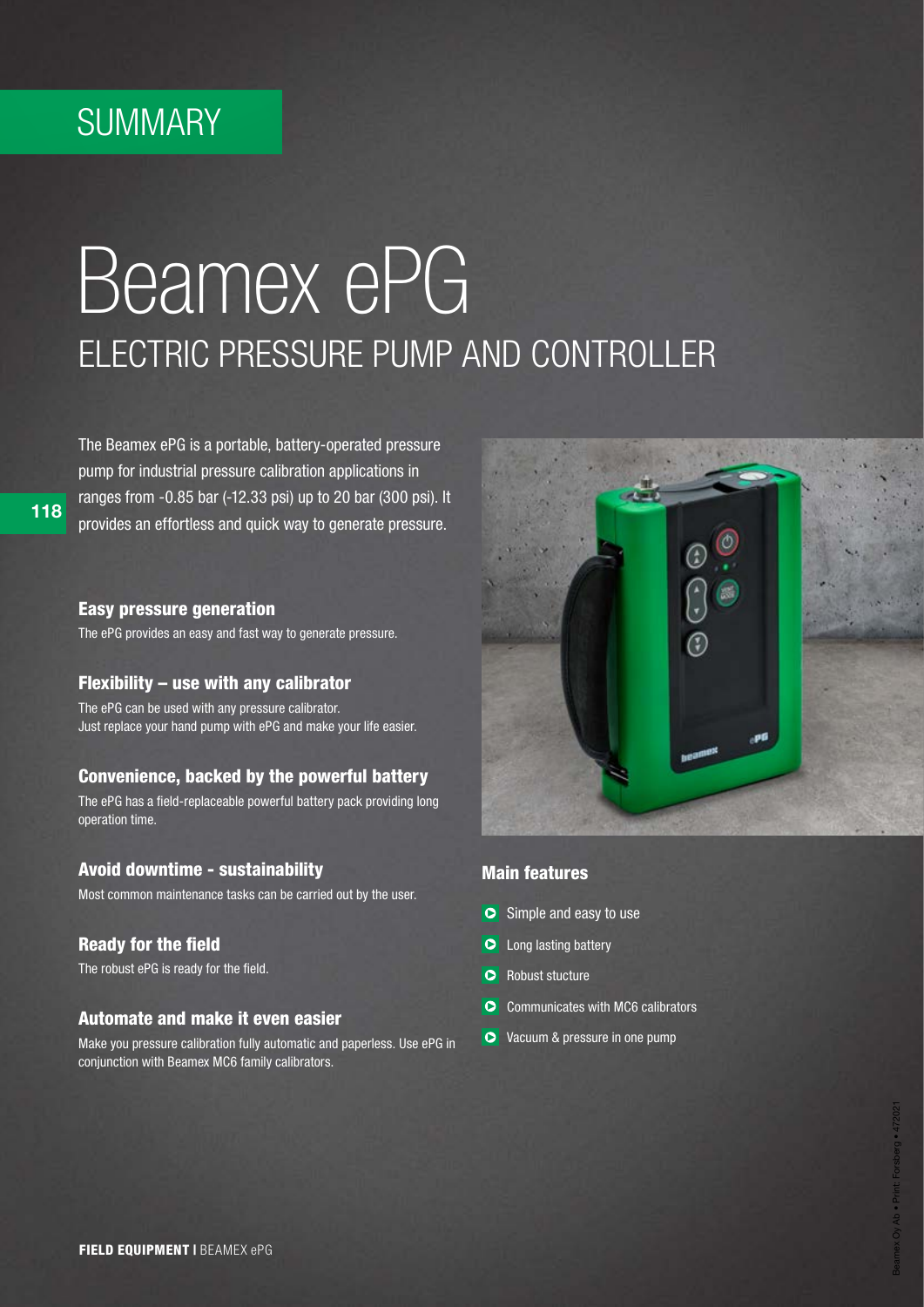## SUMMARY

# Beamex ePG

## ELECTRIC PRESSURE PUMP AND CONTROLLER

The Beamex ePG is a portable, battery-operated pressure pump for industrial pressure calibration applications in ranges from -0.85 bar (-12.33 psi) up to 20 bar (300 psi). It provides an effortless and quick way to generate pressure.

### Easy pressure generation

The ePG provides an easy and fast way to generate pressure.

### Flexibility – use with any calibrator

The ePG can be used with any pressure calibrator.
Just replace your hand pump with ePG and make your life easier.

### Convenience, backed by the powerful battery

The ePG has a field-replaceable powerful battery pack providing long operation time.

### Avoid downtime - sustainability

Most common maintenance tasks can be carried out by the user.

### Ready for the field

The robust ePG is ready for the field.

### Automate and make it even easier

Make you pressure calibration fully automatic and paperless. Use ePG in conjunction with Beamex MC6 family calibrators.

### Main features

- Simple and easy to use
- Long lasting battery
- Robust stucture
- Communicates with MC6 calibrators
- Vacuum & pressure in one pump

Beamex Oy Ab • Print: Forsberg • 472021